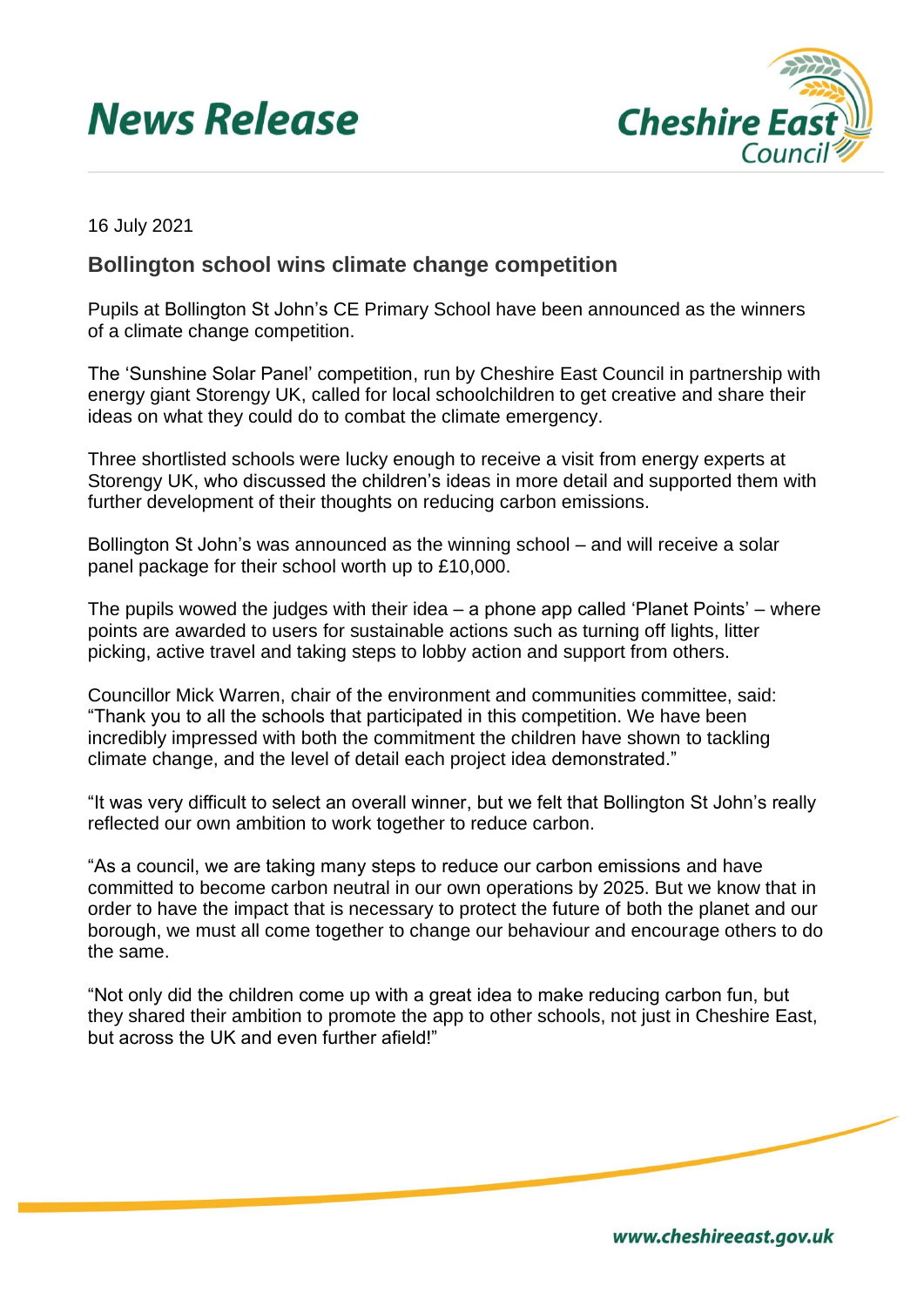# News Release

16 July 2021

## Bollington school wins climate change competition

Pupils at Bollington St John's CE Primary School have been announced as the winners of a climate change competition.

The 'Sunshine Solar Panel' competition, run by Cheshire East Council in partnership with energy giant Storengy UK, called for local schoolchildren to get creative and share their ideas on what they could do to combat the climate emergency.

Three shortlisted schools were lucky enough to receive a visit from energy experts at Storengy UK, who discussed the children's ideas in more detail and supported them with further development of their thoughts on reducing carbon emissions.

Bollington St John's was announced as the winning school – and will receive a solar panel package for their school worth up to £10,000.

The pupils wowed the judges with their idea – a phone app called 'Planet Points' – where points are awarded to users for sustainable actions such as turning off lights, litter picking, active travel and taking steps to lobby action and support from others.

Councillor Mick Warren, chair of the environment and communities committee, said: "Thank you to all the schools that participated in this competition. We have been incredibly impressed with both the commitment the children have shown to tackling climate change, and the level of detail each project idea demonstrated."

"It was very difficult to select an overall winner, but we felt that Bollington St John's really reflected our own ambition to work together to reduce carbon.

"As a council, we are taking many steps to reduce our carbon emissions and have committed to become carbon neutral in our own operations by 2025. But we know that in order to have the impact that is necessary to protect the future of both the planet and our borough, we must all come together to change our behaviour and encourage others to do the same.

"Not only did the children come up with a great idea to make reducing carbon fun, but they shared their ambition to promote the app to other schools, not just in Cheshire East, but across the UK and even further afield!"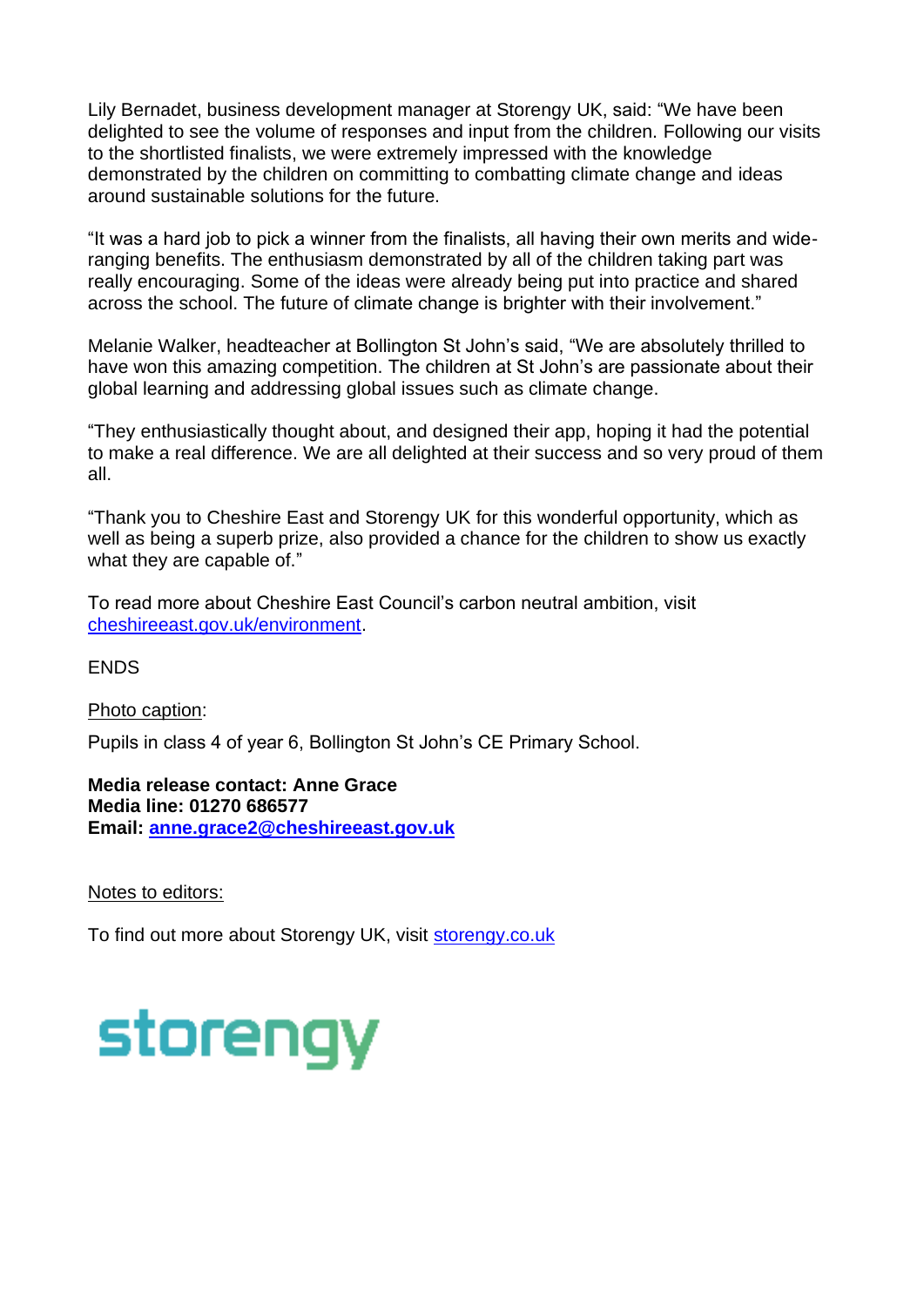Lily Bernadet, business development manager at Storengy UK, said: "We have been delighted to see the volume of responses and input from the children. Following our visits to the shortlisted finalists, we were extremely impressed with the knowledge demonstrated by the children on committing to combatting climate change and ideas around sustainable solutions for the future.

"It was a hard job to pick a winner from the finalists, all having their own merits and wide-ranging benefits. The enthusiasm demonstrated by all of the children taking part was really encouraging. Some of the ideas were already being put into practice and shared across the school. The future of climate change is brighter with their involvement."

Melanie Walker, headteacher at Bollington St John's said, "We are absolutely thrilled to have won this amazing competition. The children at St John's are passionate about their global learning and addressing global issues such as climate change.

"They enthusiastically thought about, and designed their app, hoping it had the potential to make a real difference. We are all delighted at their success and so very proud of them all.

"Thank you to Cheshire East and Storengy UK for this wonderful opportunity, which as well as being a superb prize, also provided a chance for the children to show us exactly what they are capable of."

To read more about Cheshire East Council's carbon neutral ambition, visit [cheshireeast.gov.uk/environment](cheshireeast.gov.uk/environment).

ENDS

Photo caption:

Pupils in class 4 of year 6, Bollington St John's CE Primary School.

**Media release contact: Anne Grace**
**Media line: 01270 686577**
**Email: [anne.grace2@cheshireeast.gov.uk](mailto:anne.grace2@cheshireeast.gov.uk)**

Notes to editors:

To find out more about Storengy UK, visit [storengy.co.uk](storengy.co.uk)

storengy